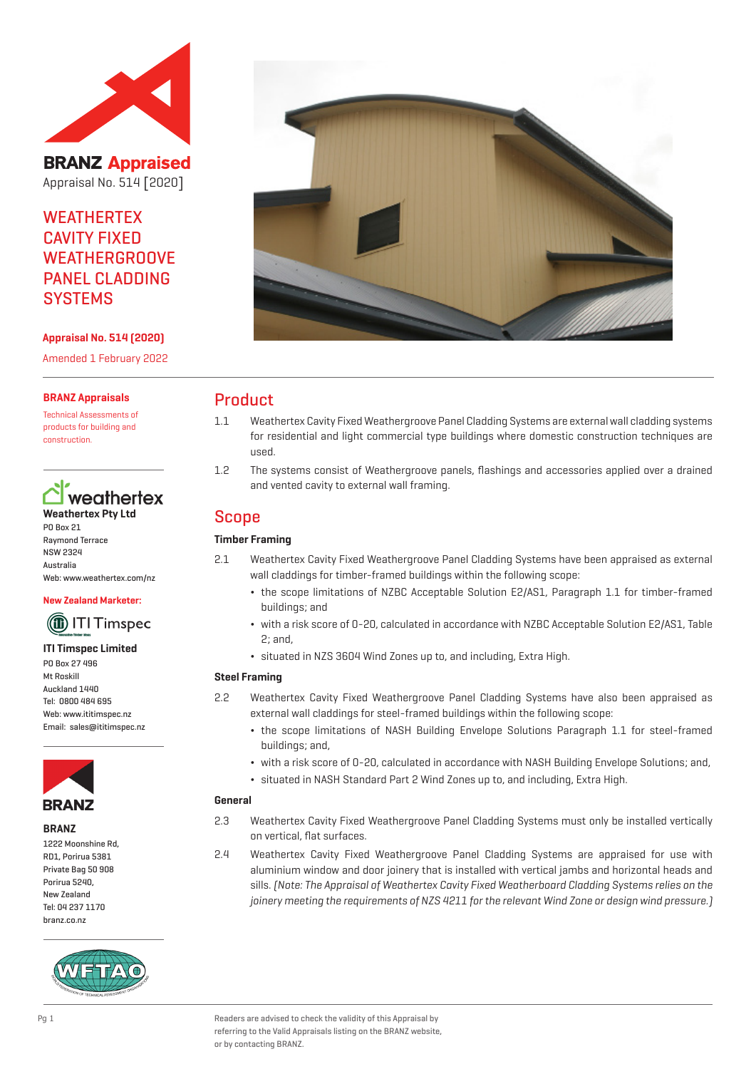**BRANZ Appraised**

Appraisal No. 514 [2020]

# WEATHERTEX CAVITY FIXED WEATHERGROOVE PANEL CLADDING SYSTEMS

**Appraisal No. 514 (2020)**

Amended 1 February 2022

**BRANZ Appraisals**

Technical Assessments of products for building and construction.

**Weathertex Pty Ltd**
PO Box 21
Raymond Terrace
NSW 2324
Australia
Web: www.weathertex.com/nz

**New Zealand Marketer:**

**ITI Timspec Limited**
PO Box 27 496
Mt Roskill
Auckland 1440
Tel: 0800 484 695
Web: www.ititimspec.nz
Email: sales@ititimspec.nz

**BRANZ**
1222 Moonshine Rd,
RD1, Porirua 5381
Private Bag 50 908
Porirua 5240,
New Zealand
Tel: 04 237 1170
branz.co.nz

## Product

1.1 Weathertex Cavity Fixed Weathergroove Panel Cladding Systems are external wall cladding systems for residential and light commercial type buildings where domestic construction techniques are used.

1.2 The systems consist of Weathergroove panels, flashings and accessories applied over a drained and vented cavity to external wall framing.

## Scope

### Timber Framing

2.1 Weathertex Cavity Fixed Weathergroove Panel Cladding Systems have been appraised as external wall claddings for timber-framed buildings within the following scope:

- the scope limitations of NZBC Acceptable Solution E2/AS1, Paragraph 1.1 for timber-framed buildings; and
- with a risk score of 0-20, calculated in accordance with NZBC Acceptable Solution E2/AS1, Table 2; and,
- situated in NZS 3604 Wind Zones up to, and including, Extra High.

### Steel Framing

2.2 Weathertex Cavity Fixed Weathergroove Panel Cladding Systems have also been appraised as external wall claddings for steel-framed buildings within the following scope:

- the scope limitations of NASH Building Envelope Solutions Paragraph 1.1 for steel-framed buildings; and,
- with a risk score of 0-20, calculated in accordance with NASH Building Envelope Solutions; and,
- situated in NASH Standard Part 2 Wind Zones up to, and including, Extra High.

### General

2.3 Weathertex Cavity Fixed Weathergroove Panel Cladding Systems must only be installed vertically on vertical, flat surfaces.

2.4 Weathertex Cavity Fixed Weathergroove Panel Cladding Systems are appraised for use with aluminium window and door joinery that is installed with vertical jambs and horizontal heads and sills. *(Note: The Appraisal of Weathertex Cavity Fixed Weatherboard Cladding Systems relies on the joinery meeting the requirements of NZS 4211 for the relevant Wind Zone or design wind pressure.)*

Readers are advised to check the validity of this Appraisal by referring to the Valid Appraisals listing on the BRANZ website, or by contacting BRANZ.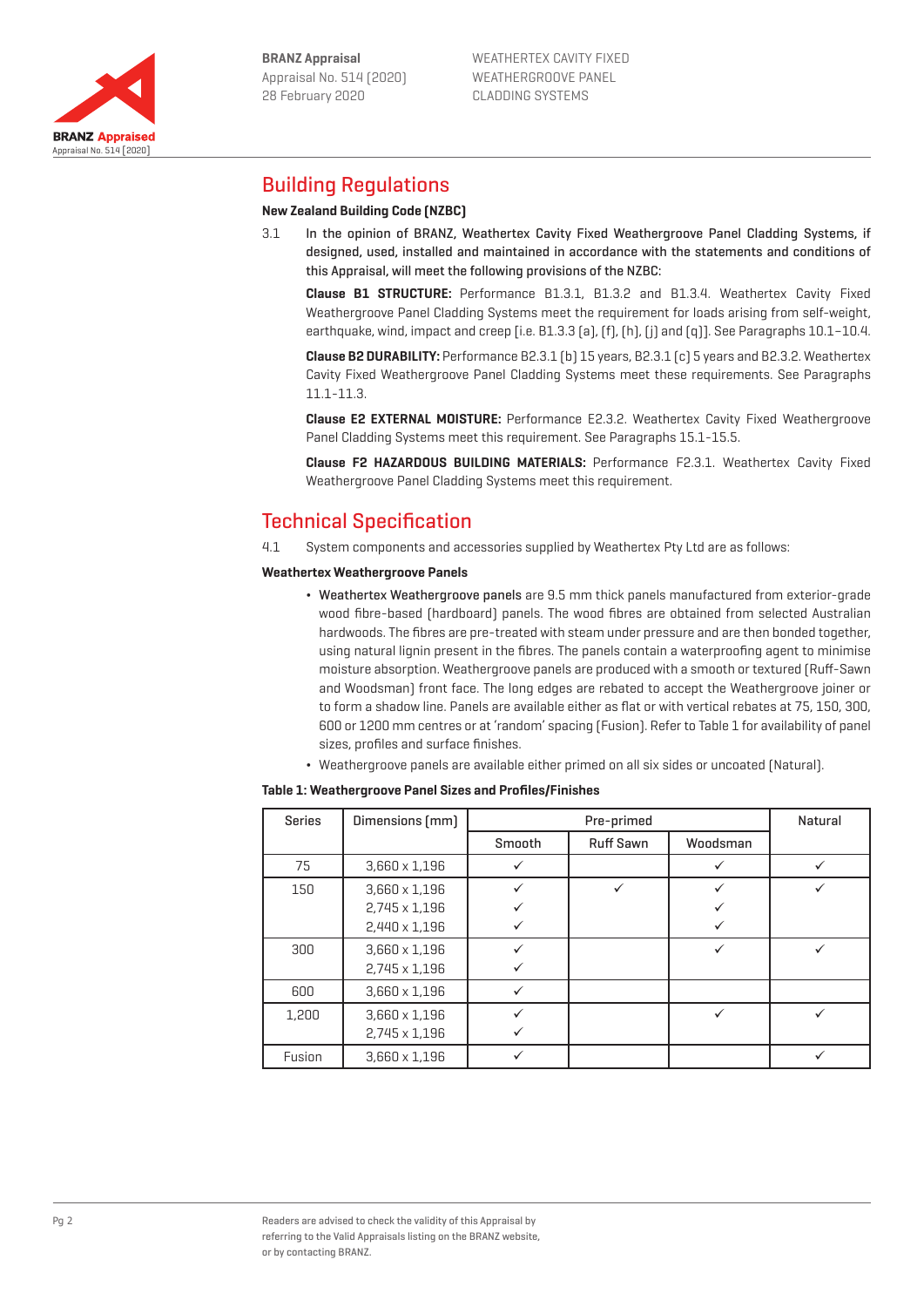## Building Regulations

### New Zealand Building Code (NZBC)

3.1 In the opinion of BRANZ, Weathertex Cavity Fixed Weathergroove Panel Cladding Systems, if designed, used, installed and maintained in accordance with the statements and conditions of this Appraisal, will meet the following provisions of the NZBC:

**Clause B1 STRUCTURE:** Performance B1.3.1, B1.3.2 and B1.3.4. Weathertex Cavity Fixed Weathergroove Panel Cladding Systems meet the requirement for loads arising from self-weight, earthquake, wind, impact and creep [i.e. B1.3.3 (a), (f), (h), (j) and (q)]. See Paragraphs 10.1–10.4.

**Clause B2 DURABILITY:** Performance B2.3.1 (b) 15 years, B2.3.1 (c) 5 years and B2.3.2. Weathertex Cavity Fixed Weathergroove Panel Cladding Systems meet these requirements. See Paragraphs 11.1-11.3.

**Clause E2 EXTERNAL MOISTURE:** Performance E2.3.2. Weathertex Cavity Fixed Weathergroove Panel Cladding Systems meet this requirement. See Paragraphs 15.1-15.5.

**Clause F2 HAZARDOUS BUILDING MATERIALS:** Performance F2.3.1. Weathertex Cavity Fixed Weathergroove Panel Cladding Systems meet this requirement.

## Technical Specification

4.1 System components and accessories supplied by Weathertex Pty Ltd are as follows:

### Weathertex Weathergroove Panels

- **Weathertex Weathergroove panels** are 9.5 mm thick panels manufactured from exterior-grade wood fibre-based (hardboard) panels. The wood fibres are obtained from selected Australian hardwoods. The fibres are pre-treated with steam under pressure and are then bonded together, using natural lignin present in the fibres. The panels contain a waterproofing agent to minimise moisture absorption. Weathergroove panels are produced with a smooth or textured (Ruff-Sawn and Woodsman) front face. The long edges are rebated to accept the Weathergroove joiner or to form a shadow line. Panels are available either as flat or with vertical rebates at 75, 150, 300, 600 or 1200 mm centres or at 'random' spacing (Fusion). Refer to Table 1 for availability of panel sizes, profiles and surface finishes.
- Weathergroove panels are available either primed on all six sides or uncoated (Natural).

**Table 1: Weathergroove Panel Sizes and Profiles/Finishes**

| Series | Dimensions (mm) | Pre-primed | | | Natural |
|---|---|---|---|---|---|
| | | Smooth | Ruff Sawn | Woodsman | |
| 75 | 3,660 x 1,196 | ✓ | | ✓ | ✓ |
| 150 | 3,660 x 1,196<br>2,745 x 1,196<br>2,440 x 1,196 | ✓<br>✓<br>✓ | ✓ | ✓<br>✓<br>✓ | ✓ |
| 300 | 3,660 x 1,196<br>2,745 x 1,196 | ✓<br>✓ | | ✓ | ✓ |
| 600 | 3,660 x 1,196 | ✓ | | | |
| 1,200 | 3,660 x 1,196<br>2,745 x 1,196 | ✓<br>✓ | | ✓ | ✓ |
| Fusion | 3,660 x 1,196 | ✓ | | | ✓ |

Readers are advised to check the validity of this Appraisal by referring to the Valid Appraisals listing on the BRANZ website, or by contacting BRANZ.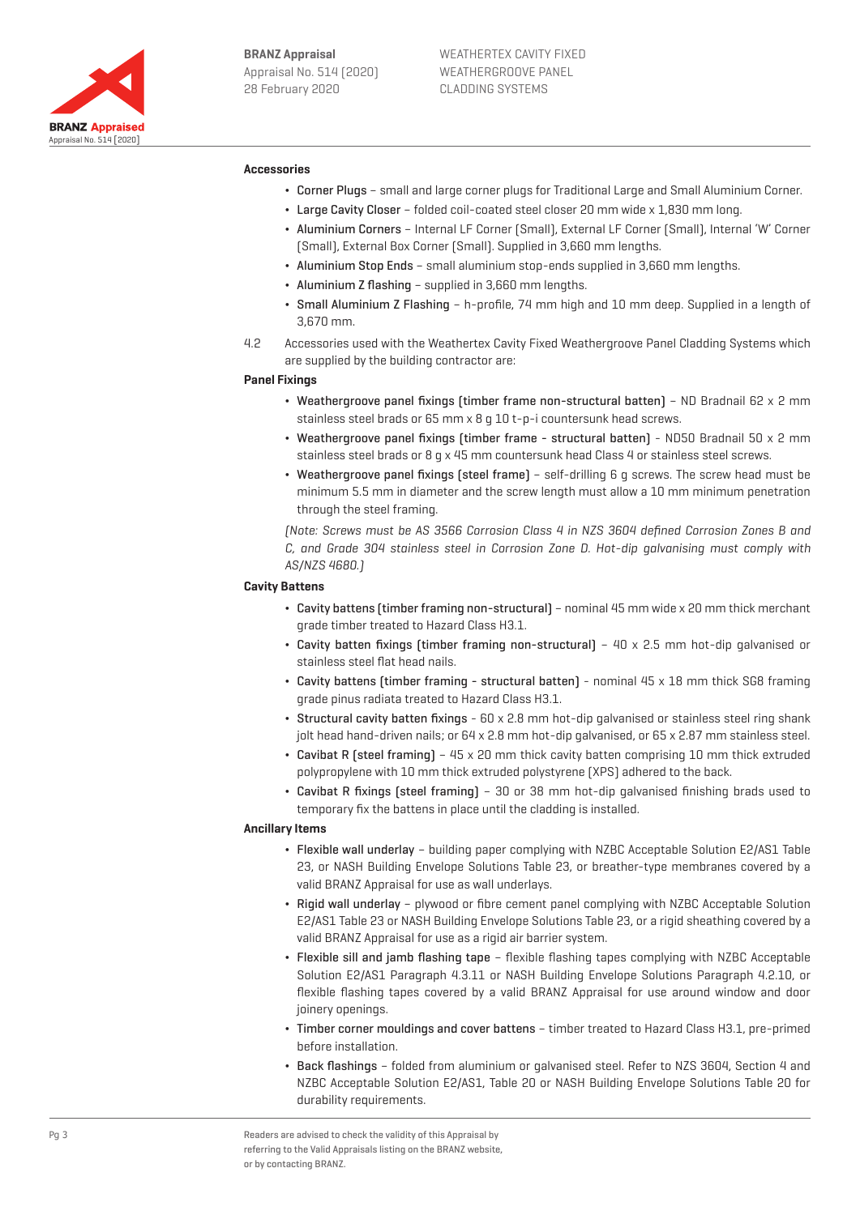**Accessories**

- Corner Plugs – small and large corner plugs for Traditional Large and Small Aluminium Corner.
- Large Cavity Closer – folded coil-coated steel closer 20 mm wide x 1,830 mm long.
- Aluminium Corners – Internal LF Corner (Small), External LF Corner (Small), Internal 'W' Corner (Small), External Box Corner (Small). Supplied in 3,660 mm lengths.
- Aluminium Stop Ends – small aluminium stop-ends supplied in 3,660 mm lengths.
- Aluminium Z flashing – supplied in 3,660 mm lengths.
- Small Aluminium Z Flashing – h-profile, 74 mm high and 10 mm deep. Supplied in a length of 3,670 mm.

4.2 Accessories used with the Weathertex Cavity Fixed Weathergroove Panel Cladding Systems which are supplied by the building contractor are:

**Panel Fixings**

- Weathergroove panel fixings (timber frame non-structural batten) – ND Bradnail 62 x 2 mm stainless steel brads or 65 mm x 8 g 10 t-p-i countersunk head screws.
- Weathergroove panel fixings (timber frame - structural batten) – ND50 Bradnail 50 x 2 mm stainless steel brads or 8 g x 45 mm countersunk head Class 4 or stainless steel screws.
- Weathergroove panel fixings (steel frame) – self-drilling 6 g screws. The screw head must be minimum 5.5 mm in diameter and the screw length must allow a 10 mm minimum penetration through the steel framing.

*(Note: Screws must be AS 3566 Corrosion Class 4 in NZS 3604 defined Corrosion Zones B and C, and Grade 304 stainless steel in Corrosion Zone D. Hot-dip galvanising must comply with AS/NZS 4680.)*

**Cavity Battens**

- Cavity battens (timber framing non-structural) – nominal 45 mm wide x 20 mm thick merchant grade timber treated to Hazard Class H3.1.
- Cavity batten fixings (timber framing non-structural) – 40 x 2.5 mm hot-dip galvanised or stainless steel flat head nails.
- Cavity battens (timber framing - structural batten) - nominal 45 x 18 mm thick SG8 framing grade pinus radiata treated to Hazard Class H3.1.
- Structural cavity batten fixings - 60 x 2.8 mm hot-dip galvanised or stainless steel ring shank jolt head hand-driven nails; or 64 x 2.8 mm hot-dip galvanised, or 65 x 2.87 mm stainless steel.
- Cavibat R (steel framing) – 45 x 20 mm thick cavity batten comprising 10 mm thick extruded polypropylene with 10 mm thick extruded polystyrene (XPS) adhered to the back.
- Cavibat R fixings (steel framing) – 30 or 38 mm hot-dip galvanised finishing brads used to temporary fix the battens in place until the cladding is installed.

**Ancillary Items**

- Flexible wall underlay – building paper complying with NZBC Acceptable Solution E2/AS1 Table 23, or NASH Building Envelope Solutions Table 23, or breather-type membranes covered by a valid BRANZ Appraisal for use as wall underlays.
- Rigid wall underlay – plywood or fibre cement panel complying with NZBC Acceptable Solution E2/AS1 Table 23 or NASH Building Envelope Solutions Table 23, or a rigid sheathing covered by a valid BRANZ Appraisal for use as a rigid air barrier system.
- Flexible sill and jamb flashing tape – flexible flashing tapes complying with NZBC Acceptable Solution E2/AS1 Paragraph 4.3.11 or NASH Building Envelope Solutions Paragraph 4.2.10, or flexible flashing tapes covered by a valid BRANZ Appraisal for use around window and door joinery openings.
- Timber corner mouldings and cover battens – timber treated to Hazard Class H3.1, pre-primed before installation.
- Back flashings – folded from aluminium or galvanised steel. Refer to NZS 3604, Section 4 and NZBC Acceptable Solution E2/AS1, Table 20 or NASH Building Envelope Solutions Table 20 for durability requirements.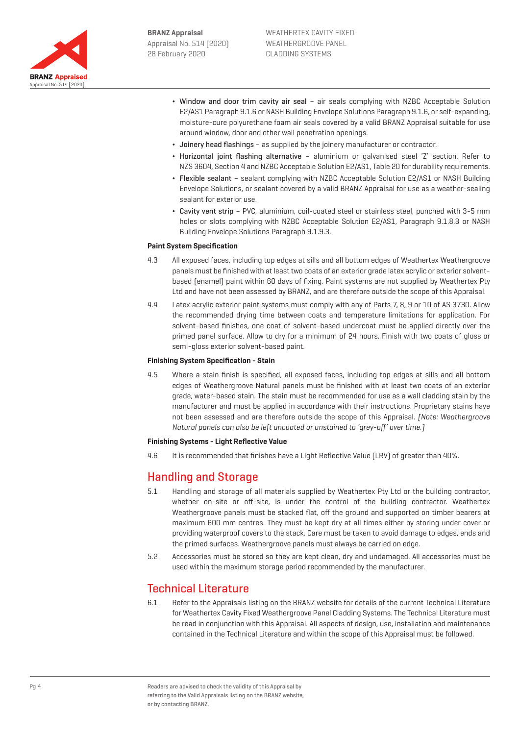- **Window and door trim cavity air seal** – air seals complying with NZBC Acceptable Solution E2/AS1 Paragraph 9.1.6 or NASH Building Envelope Solutions Paragraph 9.1.6, or self-expanding, moisture-cure polyurethane foam air seals covered by a valid BRANZ Appraisal suitable for use around window, door and other wall penetration openings.
- **Joinery head flashings** – as supplied by the joinery manufacturer or contractor.
- **Horizontal joint flashing alternative** – aluminium or galvanised steel 'Z' section. Refer to NZS 3604, Section 4 and NZBC Acceptable Solution E2/AS1, Table 20 for durability requirements.
- **Flexible sealant** – sealant complying with NZBC Acceptable Solution E2/AS1 or NASH Building Envelope Solutions, or sealant covered by a valid BRANZ Appraisal for use as a weather-sealing sealant for exterior use.
- **Cavity vent strip** – PVC, aluminium, coil-coated steel or stainless steel, punched with 3-5 mm holes or slots complying with NZBC Acceptable Solution E2/AS1, Paragraph 9.1.8.3 or NASH Building Envelope Solutions Paragraph 9.1.9.3.

**Paint System Specification**

4.3 All exposed faces, including top edges at sills and all bottom edges of Weathertex Weathergroove panels must be finished with at least two coats of an exterior grade latex acrylic or exterior solvent-based (enamel) paint within 60 days of fixing. Paint systems are not supplied by Weathertex Pty Ltd and have not been assessed by BRANZ, and are therefore outside the scope of this Appraisal.

4.4 Latex acrylic exterior paint systems must comply with any of Parts 7, 8, 9 or 10 of AS 3730. Allow the recommended drying time between coats and temperature limitations for application. For solvent-based finishes, one coat of solvent-based undercoat must be applied directly over the primed panel surface. Allow to dry for a minimum of 24 hours. Finish with two coats of gloss or semi-gloss exterior solvent-based paint.

**Finishing System Specification - Stain**

4.5 Where a stain finish is specified, all exposed faces, including top edges at sills and all bottom edges of Weathergroove Natural panels must be finished with at least two coats of an exterior grade, water-based stain. The stain must be recommended for use as a wall cladding stain by the manufacturer and must be applied in accordance with their instructions. Proprietary stains have not been assessed and are therefore outside the scope of this Appraisal. *[Note: Weathergroove Natural panels can also be left uncoated or unstained to 'grey-off' over time.]*

**Finishing Systems - Light Reflective Value**

4.6 It is recommended that finishes have a Light Reflective Value (LRV) of greater than 40%.

## Handling and Storage

5.1 Handling and storage of all materials supplied by Weathertex Pty Ltd or the building contractor, whether on-site or off-site, is under the control of the building contractor. Weathertex Weathergroove panels must be stacked flat, off the ground and supported on timber bearers at maximum 600 mm centres. They must be kept dry at all times either by storing under cover or providing waterproof covers to the stack. Care must be taken to avoid damage to edges, ends and the primed surfaces. Weathergroove panels must always be carried on edge.

5.2 Accessories must be stored so they are kept clean, dry and undamaged. All accessories must be used within the maximum storage period recommended by the manufacturer.

## Technical Literature

6.1 Refer to the Appraisals listing on the BRANZ website for details of the current Technical Literature for Weathertex Cavity Fixed Weathergroove Panel Cladding Systems. The Technical Literature must be read in conjunction with this Appraisal. All aspects of design, use, installation and maintenance contained in the Technical Literature and within the scope of this Appraisal must be followed.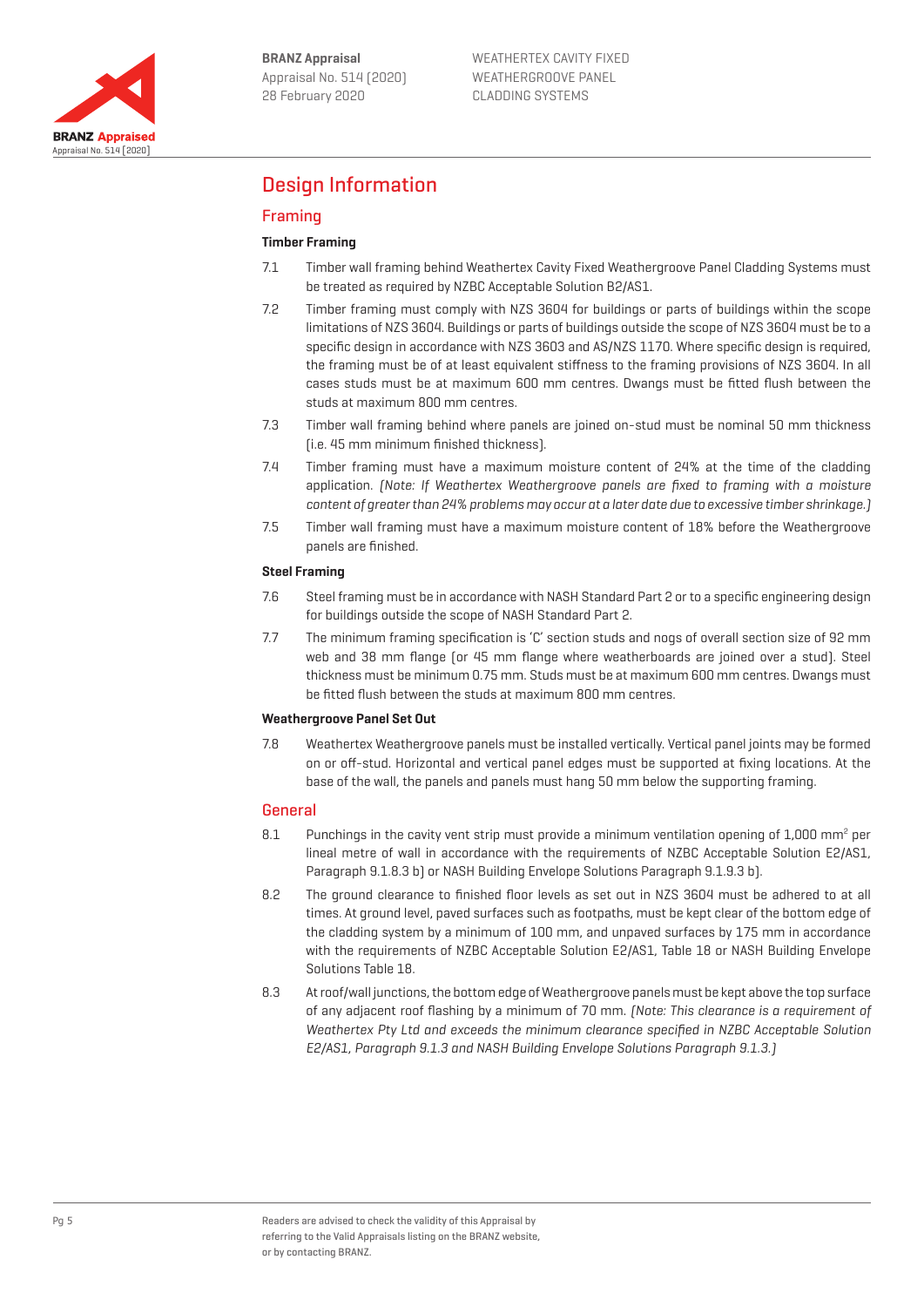# Design Information

## Framing

### Timber Framing

7.1 Timber wall framing behind Weathertex Cavity Fixed Weathergroove Panel Cladding Systems must be treated as required by NZBC Acceptable Solution B2/AS1.

7.2 Timber framing must comply with NZS 3604 for buildings or parts of buildings within the scope limitations of NZS 3604. Buildings or parts of buildings outside the scope of NZS 3604 must be to a specific design in accordance with NZS 3603 and AS/NZS 1170. Where specific design is required, the framing must be of at least equivalent stiffness to the framing provisions of NZS 3604. In all cases studs must be at maximum 600 mm centres. Dwangs must be fitted flush between the studs at maximum 800 mm centres.

7.3 Timber wall framing behind where panels are joined on-stud must be nominal 50 mm thickness (i.e. 45 mm minimum finished thickness).

7.4 Timber framing must have a maximum moisture content of 24% at the time of the cladding application. *(Note: If Weathertex Weathergroove panels are fixed to framing with a moisture content of greater than 24% problems may occur at a later date due to excessive timber shrinkage.)*

7.5 Timber wall framing must have a maximum moisture content of 18% before the Weathergroove panels are finished.

### Steel Framing

7.6 Steel framing must be in accordance with NASH Standard Part 2 or to a specific engineering design for buildings outside the scope of NASH Standard Part 2.

7.7 The minimum framing specification is 'C' section studs and nogs of overall section size of 92 mm web and 38 mm flange (or 45 mm flange where weatherboards are joined over a stud). Steel thickness must be minimum 0.75 mm. Studs must be at maximum 600 mm centres. Dwangs must be fitted flush between the studs at maximum 800 mm centres.

### Weathergroove Panel Set Out

7.8 Weathertex Weathergroove panels must be installed vertically. Vertical panel joints may be formed on or off-stud. Horizontal and vertical panel edges must be supported at fixing locations. At the base of the wall, the panels and panels must hang 50 mm below the supporting framing.

## General

8.1 Punchings in the cavity vent strip must provide a minimum ventilation opening of 1,000 mm$^2$ per lineal metre of wall in accordance with the requirements of NZBC Acceptable Solution E2/AS1, Paragraph 9.1.8.3 b) or NASH Building Envelope Solutions Paragraph 9.1.9.3 b).

8.2 The ground clearance to finished floor levels as set out in NZS 3604 must be adhered to at all times. At ground level, paved surfaces such as footpaths, must be kept clear of the bottom edge of the cladding system by a minimum of 100 mm, and unpaved surfaces by 175 mm in accordance with the requirements of NZBC Acceptable Solution E2/AS1, Table 18 or NASH Building Envelope Solutions Table 18.

8.3 At roof/wall junctions, the bottom edge of Weathergroove panels must be kept above the top surface of any adjacent roof flashing by a minimum of 70 mm. *(Note: This clearance is a requirement of Weathertex Pty Ltd and exceeds the minimum clearance specified in NZBC Acceptable Solution E2/AS1, Paragraph 9.1.3 and NASH Building Envelope Solutions Paragraph 9.1.3.)*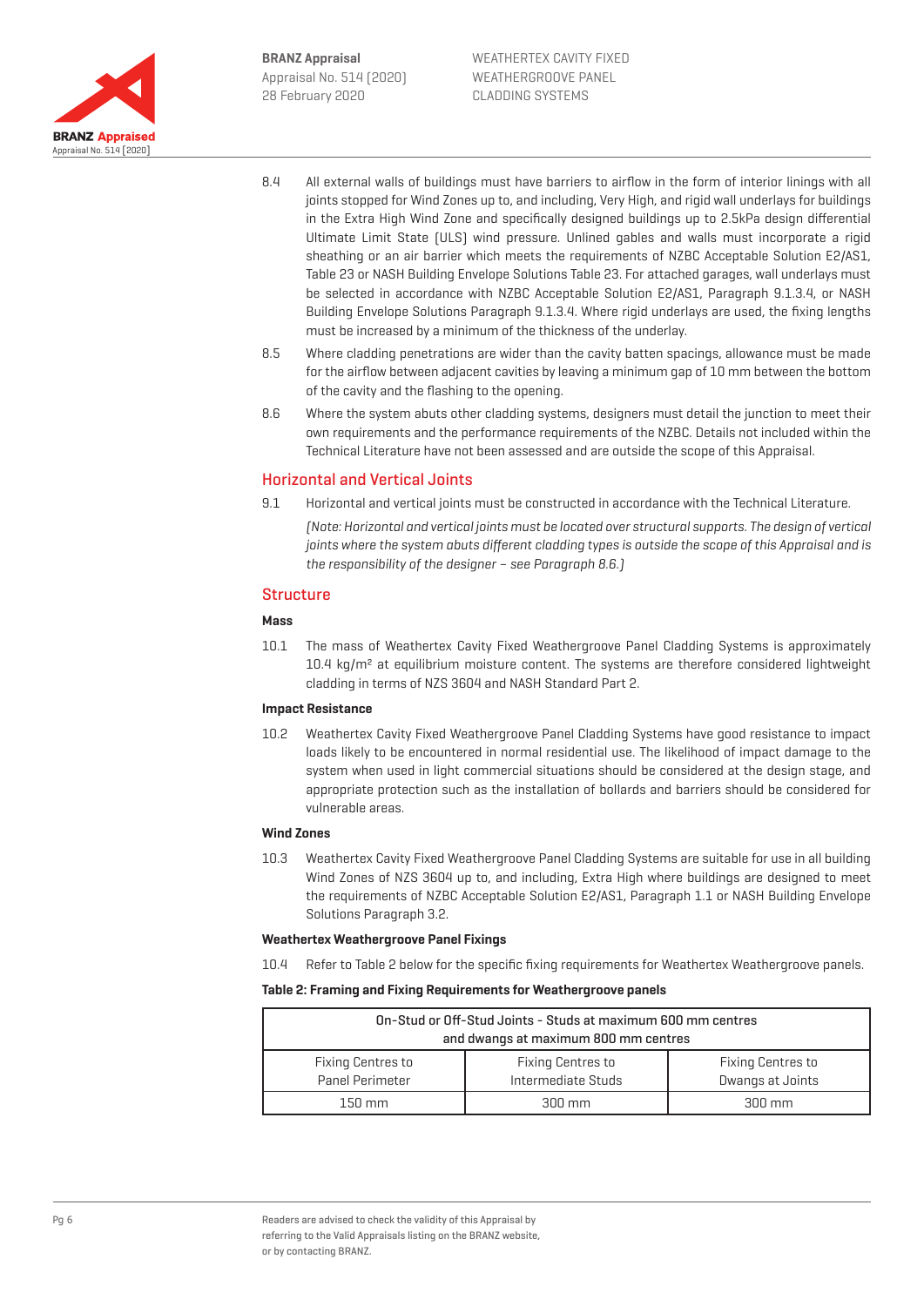8.4 All external walls of buildings must have barriers to airflow in the form of interior linings with all joints stopped for Wind Zones up to, and including, Very High, and rigid wall underlays for buildings in the Extra High Wind Zone and specifically designed buildings up to 2.5kPa design differential Ultimate Limit State (ULS) wind pressure. Unlined gables and walls must incorporate a rigid sheathing or an air barrier which meets the requirements of NZBC Acceptable Solution E2/AS1, Table 23 or NASH Building Envelope Solutions Table 23. For attached garages, wall underlays must be selected in accordance with NZBC Acceptable Solution E2/AS1, Paragraph 9.1.3.4, or NASH Building Envelope Solutions Paragraph 9.1.3.4. Where rigid underlays are used, the fixing lengths must be increased by a minimum of the thickness of the underlay.

8.5 Where cladding penetrations are wider than the cavity batten spacings, allowance must be made for the airflow between adjacent cavities by leaving a minimum gap of 10 mm between the bottom of the cavity and the flashing to the opening.

8.6 Where the system abuts other cladding systems, designers must detail the junction to meet their own requirements and the performance requirements of the NZBC. Details not included within the Technical Literature have not been assessed and are outside the scope of this Appraisal.

## Horizontal and Vertical Joints

9.1 Horizontal and vertical joints must be constructed in accordance with the Technical Literature.

*(Note: Horizontal and vertical joints must be located over structural supports. The design of vertical joints where the system abuts different cladding types is outside the scope of this Appraisal and is the responsibility of the designer – see Paragraph 8.6.)*

## Structure

### Mass

10.1 The mass of Weathertex Cavity Fixed Weathergroove Panel Cladding Systems is approximately 10.4 kg/m² at equilibrium moisture content. The systems are therefore considered lightweight cladding in terms of NZS 3604 and NASH Standard Part 2.

### Impact Resistance

10.2 Weathertex Cavity Fixed Weathergroove Panel Cladding Systems have good resistance to impact loads likely to be encountered in normal residential use. The likelihood of impact damage to the system when used in light commercial situations should be considered at the design stage, and appropriate protection such as the installation of bollards and barriers should be considered for vulnerable areas.

### Wind Zones

10.3 Weathertex Cavity Fixed Weathergroove Panel Cladding Systems are suitable for use in all building Wind Zones of NZS 3604 up to, and including, Extra High where buildings are designed to meet the requirements of NZBC Acceptable Solution E2/AS1, Paragraph 1.1 or NASH Building Envelope Solutions Paragraph 3.2.

### Weathertex Weathergroove Panel Fixings

10.4 Refer to Table 2 below for the specific fixing requirements for Weathertex Weathergroove panels.

**Table 2: Framing and Fixing Requirements for Weathergroove panels**

| On-Stud or Off-Stud Joints - Studs at maximum 600 mm centres and dwangs at maximum 800 mm centres | | |
|---|---|---|
| Fixing Centres to Panel Perimeter | Fixing Centres to Intermediate Studs | Fixing Centres to Dwangs at Joints |
| 150 mm | 300 mm | 300 mm |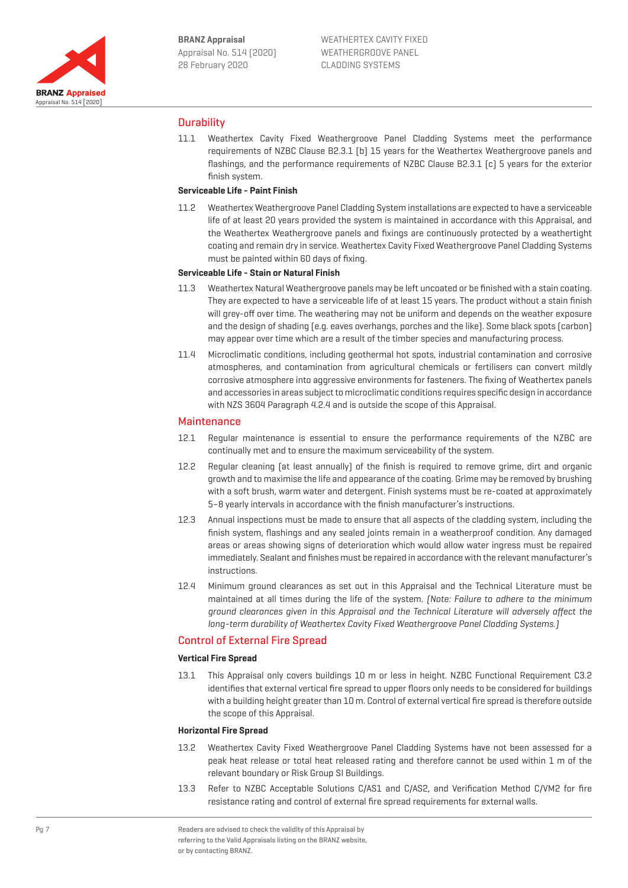## Durability

11.1 Weathertex Cavity Fixed Weathergroove Panel Cladding Systems meet the performance requirements of NZBC Clause B2.3.1 (b) 15 years for the Weathertex Weathergroove panels and flashings, and the performance requirements of NZBC Clause B2.3.1 (c) 5 years for the exterior finish system.

**Serviceable Life - Paint Finish**

11.2 Weathertex Weathergroove Panel Cladding System installations are expected to have a serviceable life of at least 20 years provided the system is maintained in accordance with this Appraisal, and the Weathertex Weathergroove panels and fixings are continuously protected by a weathertight coating and remain dry in service. Weathertex Cavity Fixed Weathergroove Panel Cladding Systems must be painted within 60 days of fixing.

**Serviceable Life - Stain or Natural Finish**

11.3 Weathertex Natural Weathergroove panels may be left uncoated or be finished with a stain coating. They are expected to have a serviceable life of at least 15 years. The product without a stain finish will grey-off over time. The weathering may not be uniform and depends on the weather exposure and the design of shading (e.g. eaves overhangs, porches and the like). Some black spots (carbon) may appear over time which are a result of the timber species and manufacturing process.

11.4 Microclimatic conditions, including geothermal hot spots, industrial contamination and corrosive atmospheres, and contamination from agricultural chemicals or fertilisers can convert mildly corrosive atmosphere into aggressive environments for fasteners. The fixing of Weathertex panels and accessories in areas subject to microclimatic conditions requires specific design in accordance with NZS 3604 Paragraph 4.2.4 and is outside the scope of this Appraisal.

## Maintenance

12.1 Regular maintenance is essential to ensure the performance requirements of the NZBC are continually met and to ensure the maximum serviceability of the system.

12.2 Regular cleaning (at least annually) of the finish is required to remove grime, dirt and organic growth and to maximise the life and appearance of the coating. Grime may be removed by brushing with a soft brush, warm water and detergent. Finish systems must be re-coated at approximately 5–8 yearly intervals in accordance with the finish manufacturer's instructions.

12.3 Annual inspections must be made to ensure that all aspects of the cladding system, including the finish system, flashings and any sealed joints remain in a weatherproof condition. Any damaged areas or areas showing signs of deterioration which would allow water ingress must be repaired immediately. Sealant and finishes must be repaired in accordance with the relevant manufacturer's instructions.

12.4 Minimum ground clearances as set out in this Appraisal and the Technical Literature must be maintained at all times during the life of the system. *(Note: Failure to adhere to the minimum ground clearances given in this Appraisal and the Technical Literature will adversely affect the long-term durability of Weathertex Cavity Fixed Weathergroove Panel Cladding Systems.)*

## Control of External Fire Spread

**Vertical Fire Spread**

13.1 This Appraisal only covers buildings 10 m or less in height. NZBC Functional Requirement C3.2 identifies that external vertical fire spread to upper floors only needs to be considered for buildings with a building height greater than 10 m. Control of external vertical fire spread is therefore outside the scope of this Appraisal.

**Horizontal Fire Spread**

13.2 Weathertex Cavity Fixed Weathergroove Panel Cladding Systems have not been assessed for a peak heat release or total heat released rating and therefore cannot be used within 1 m of the relevant boundary or Risk Group SI Buildings.

13.3 Refer to NZBC Acceptable Solutions C/AS1 and C/AS2, and Verification Method C/VM2 for fire resistance rating and control of external fire spread requirements for external walls.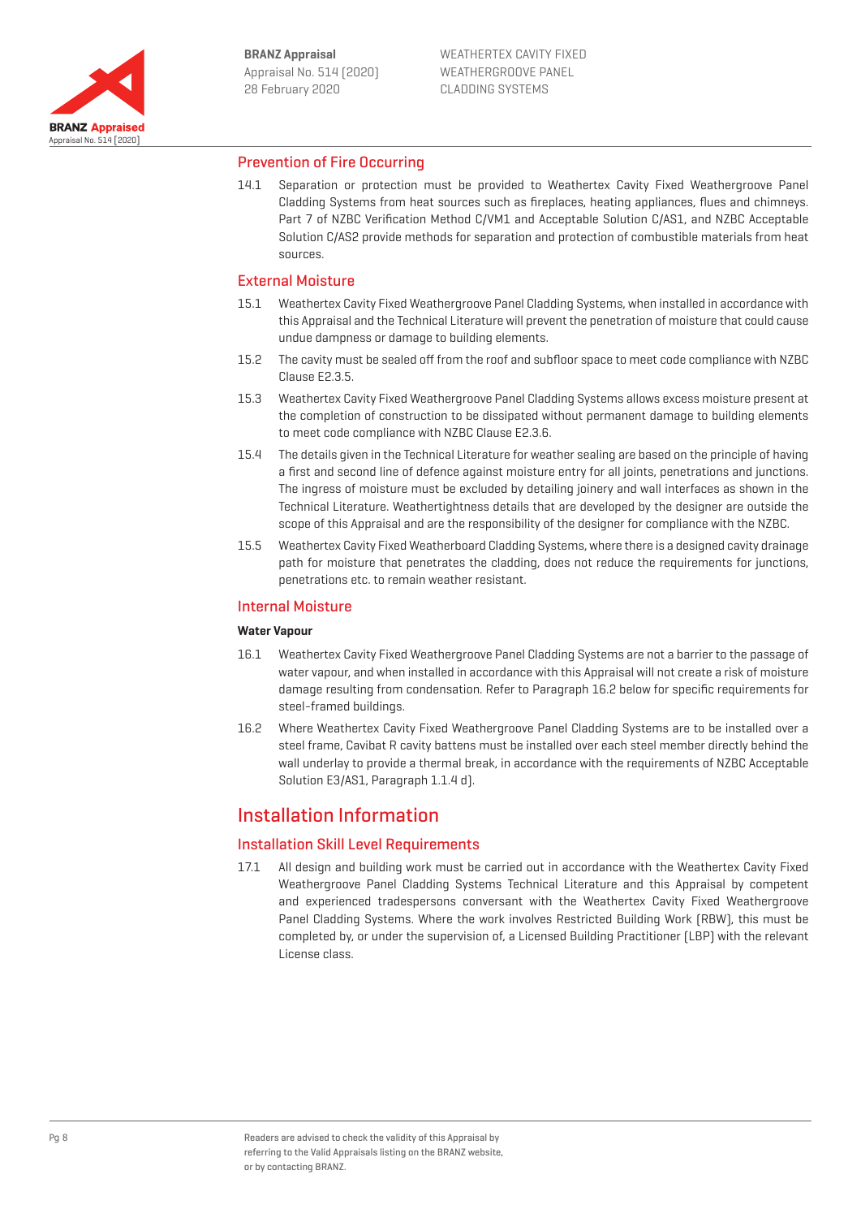## Prevention of Fire Occurring

14.1 Separation or protection must be provided to Weathertex Cavity Fixed Weathergroove Panel Cladding Systems from heat sources such as fireplaces, heating appliances, flues and chimneys. Part 7 of NZBC Verification Method C/VM1 and Acceptable Solution C/AS1, and NZBC Acceptable Solution C/AS2 provide methods for separation and protection of combustible materials from heat sources.

## External Moisture

15.1 Weathertex Cavity Fixed Weathergroove Panel Cladding Systems, when installed in accordance with this Appraisal and the Technical Literature will prevent the penetration of moisture that could cause undue dampness or damage to building elements.

15.2 The cavity must be sealed off from the roof and subfloor space to meet code compliance with NZBC Clause E2.3.5.

15.3 Weathertex Cavity Fixed Weathergroove Panel Cladding Systems allows excess moisture present at the completion of construction to be dissipated without permanent damage to building elements to meet code compliance with NZBC Clause E2.3.6.

15.4 The details given in the Technical Literature for weather sealing are based on the principle of having a first and second line of defence against moisture entry for all joints, penetrations and junctions. The ingress of moisture must be excluded by detailing joinery and wall interfaces as shown in the Technical Literature. Weathertightness details that are developed by the designer are outside the scope of this Appraisal and are the responsibility of the designer for compliance with the NZBC.

15.5 Weathertex Cavity Fixed Weatherboard Cladding Systems, where there is a designed cavity drainage path for moisture that penetrates the cladding, does not reduce the requirements for junctions, penetrations etc. to remain weather resistant.

## Internal Moisture

**Water Vapour**

16.1 Weathertex Cavity Fixed Weathergroove Panel Cladding Systems are not a barrier to the passage of water vapour, and when installed in accordance with this Appraisal will not create a risk of moisture damage resulting from condensation. Refer to Paragraph 16.2 below for specific requirements for steel-framed buildings.

16.2 Where Weathertex Cavity Fixed Weathergroove Panel Cladding Systems are to be installed over a steel frame, Cavibat R cavity battens must be installed over each steel member directly behind the wall underlay to provide a thermal break, in accordance with the requirements of NZBC Acceptable Solution E3/AS1, Paragraph 1.1.4 d).

# Installation Information

## Installation Skill Level Requirements

17.1 All design and building work must be carried out in accordance with the Weathertex Cavity Fixed Weathergroove Panel Cladding Systems Technical Literature and this Appraisal by competent and experienced tradespersons conversant with the Weathertex Cavity Fixed Weathergroove Panel Cladding Systems. Where the work involves Restricted Building Work (RBW), this must be completed by, or under the supervision of, a Licensed Building Practitioner (LBP) with the relevant License class.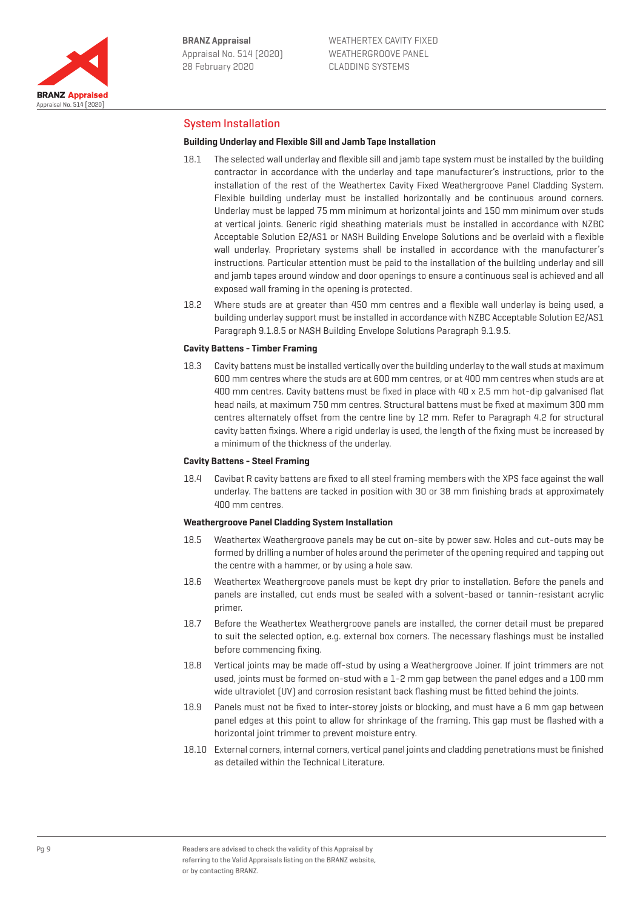## System Installation

### Building Underlay and Flexible Sill and Jamb Tape Installation

18.1 The selected wall underlay and flexible sill and jamb tape system must be installed by the building contractor in accordance with the underlay and tape manufacturer's instructions, prior to the installation of the rest of the Weathertex Cavity Fixed Weathergroove Panel Cladding System. Flexible building underlay must be installed horizontally and be continuous around corners. Underlay must be lapped 75 mm minimum at horizontal joints and 150 mm minimum over studs at vertical joints. Generic rigid sheathing materials must be installed in accordance with NZBC Acceptable Solution E2/AS1 or NASH Building Envelope Solutions and be overlaid with a flexible wall underlay. Proprietary systems shall be installed in accordance with the manufacturer's instructions. Particular attention must be paid to the installation of the building underlay and sill and jamb tapes around window and door openings to ensure a continuous seal is achieved and all exposed wall framing in the opening is protected.

18.2 Where studs are at greater than 450 mm centres and a flexible wall underlay is being used, a building underlay support must be installed in accordance with NZBC Acceptable Solution E2/AS1 Paragraph 9.1.8.5 or NASH Building Envelope Solutions Paragraph 9.1.9.5.

### Cavity Battens - Timber Framing

18.3 Cavity battens must be installed vertically over the building underlay to the wall studs at maximum 600 mm centres where the studs are at 600 mm centres, or at 400 mm centres when studs are at 400 mm centres. Cavity battens must be fixed in place with 40 x 2.5 mm hot-dip galvanised flat head nails, at maximum 750 mm centres. Structural battens must be fixed at maximum 300 mm centres alternately offset from the centre line by 12 mm. Refer to Paragraph 4.2 for structural cavity batten fixings. Where a rigid underlay is used, the length of the fixing must be increased by a minimum of the thickness of the underlay.

### Cavity Battens - Steel Framing

18.4 Cavibat R cavity battens are fixed to all steel framing members with the XPS face against the wall underlay. The battens are tacked in position with 30 or 38 mm finishing brads at approximately 400 mm centres.

### Weathergroove Panel Cladding System Installation

18.5 Weathertex Weathergroove panels may be cut on-site by power saw. Holes and cut-outs may be formed by drilling a number of holes around the perimeter of the opening required and tapping out the centre with a hammer, or by using a hole saw.

18.6 Weathertex Weathergroove panels must be kept dry prior to installation. Before the panels and panels are installed, cut ends must be sealed with a solvent-based or tannin-resistant acrylic primer.

18.7 Before the Weathertex Weathergroove panels are installed, the corner detail must be prepared to suit the selected option, e.g. external box corners. The necessary flashings must be installed before commencing fixing.

18.8 Vertical joints may be made off-stud by using a Weathergroove Joiner. If joint trimmers are not used, joints must be formed on-stud with a 1-2 mm gap between the panel edges and a 100 mm wide ultraviolet (UV) and corrosion resistant back flashing must be fitted behind the joints.

18.9 Panels must not be fixed to inter-storey joists or blocking, and must have a 6 mm gap between panel edges at this point to allow for shrinkage of the framing. This gap must be flashed with a horizontal joint trimmer to prevent moisture entry.

18.10 External corners, internal corners, vertical panel joints and cladding penetrations must be finished as detailed within the Technical Literature.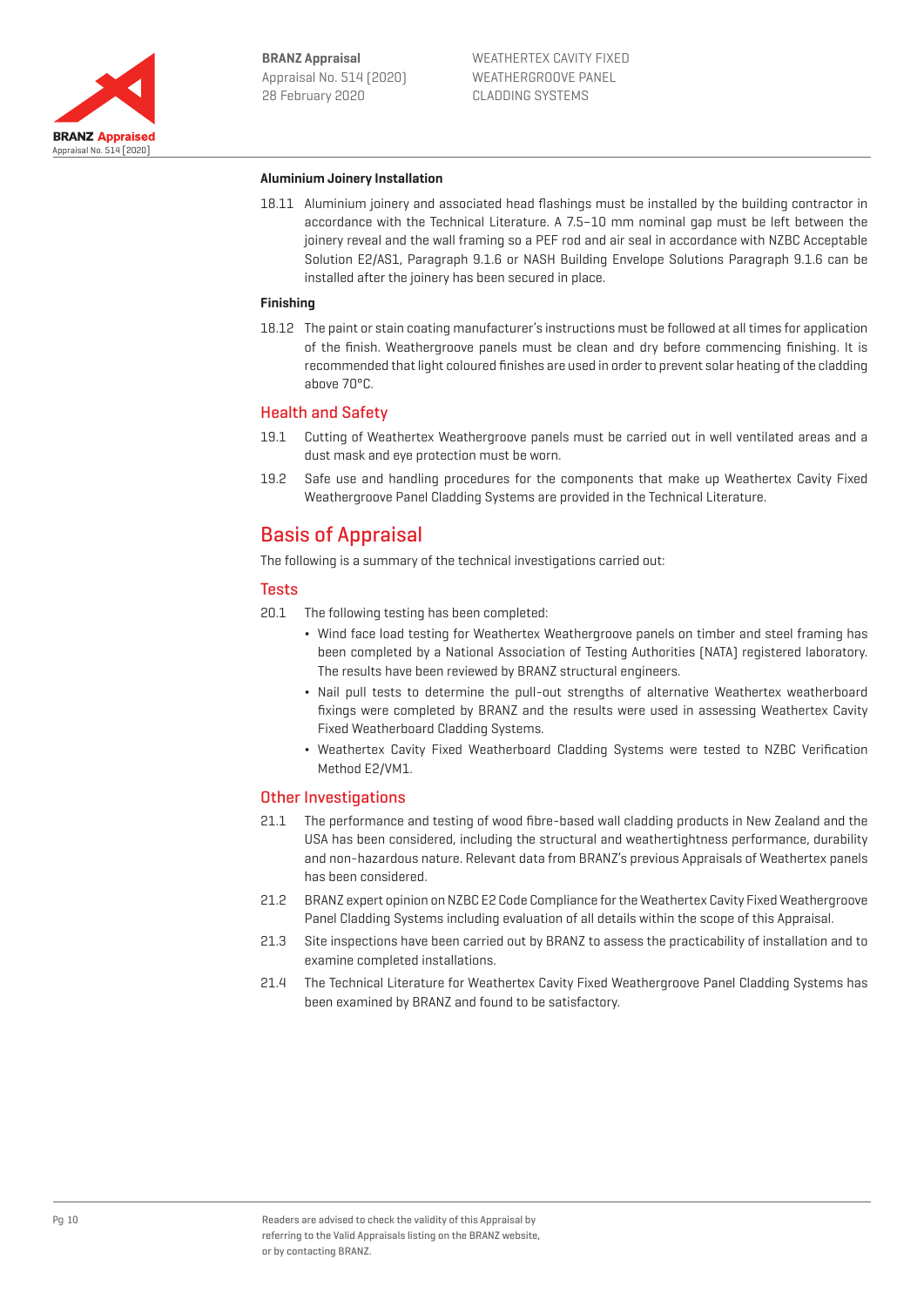#### Aluminium Joinery Installation

18.11 Aluminium joinery and associated head flashings must be installed by the building contractor in accordance with the Technical Literature. A 7.5–10 mm nominal gap must be left between the joinery reveal and the wall framing so a PEF rod and air seal in accordance with NZBC Acceptable Solution E2/AS1, Paragraph 9.1.6 or NASH Building Envelope Solutions Paragraph 9.1.6 can be installed after the joinery has been secured in place.

#### Finishing

18.12 The paint or stain coating manufacturer's instructions must be followed at all times for application of the finish. Weathergroove panels must be clean and dry before commencing finishing. It is recommended that light coloured finishes are used in order to prevent solar heating of the cladding above 70°C.

### Health and Safety

19.1 Cutting of Weathertex Weathergroove panels must be carried out in well ventilated areas and a dust mask and eye protection must be worn.

19.2 Safe use and handling procedures for the components that make up Weathertex Cavity Fixed Weathergroove Panel Cladding Systems are provided in the Technical Literature.

## Basis of Appraisal

The following is a summary of the technical investigations carried out:

### Tests

20.1 The following testing has been completed:

- Wind face load testing for Weathertex Weathergroove panels on timber and steel framing has been completed by a National Association of Testing Authorities (NATA) registered laboratory. The results have been reviewed by BRANZ structural engineers.
- Nail pull tests to determine the pull-out strengths of alternative Weathertex weatherboard fixings were completed by BRANZ and the results were used in assessing Weathertex Cavity Fixed Weatherboard Cladding Systems.
- Weathertex Cavity Fixed Weatherboard Cladding Systems were tested to NZBC Verification Method E2/VM1.

### Other Investigations

21.1 The performance and testing of wood fibre-based wall cladding products in New Zealand and the USA has been considered, including the structural and weathertightness performance, durability and non-hazardous nature. Relevant data from BRANZ's previous Appraisals of Weathertex panels has been considered.

21.2 BRANZ expert opinion on NZBC E2 Code Compliance for the Weathertex Cavity Fixed Weathergroove Panel Cladding Systems including evaluation of all details within the scope of this Appraisal.

21.3 Site inspections have been carried out by BRANZ to assess the practicability of installation and to examine completed installations.

21.4 The Technical Literature for Weathertex Cavity Fixed Weathergroove Panel Cladding Systems has been examined by BRANZ and found to be satisfactory.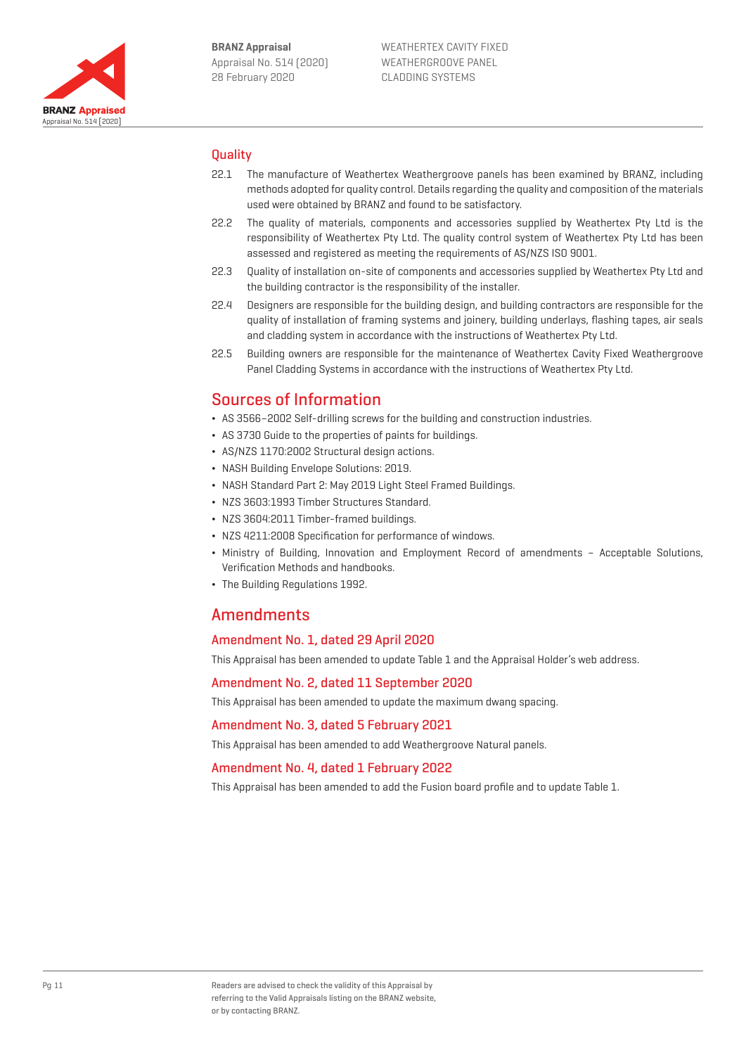## Quality

22.1 The manufacture of Weathertex Weathergroove panels has been examined by BRANZ, including methods adopted for quality control. Details regarding the quality and composition of the materials used were obtained by BRANZ and found to be satisfactory.

22.2 The quality of materials, components and accessories supplied by Weathertex Pty Ltd is the responsibility of Weathertex Pty Ltd. The quality control system of Weathertex Pty Ltd has been assessed and registered as meeting the requirements of AS/NZS ISO 9001.

22.3 Quality of installation on-site of components and accessories supplied by Weathertex Pty Ltd and the building contractor is the responsibility of the installer.

22.4 Designers are responsible for the building design, and building contractors are responsible for the quality of installation of framing systems and joinery, building underlays, flashing tapes, air seals and cladding system in accordance with the instructions of Weathertex Pty Ltd.

22.5 Building owners are responsible for the maintenance of Weathertex Cavity Fixed Weathergroove Panel Cladding Systems in accordance with the instructions of Weathertex Pty Ltd.

# Sources of Information

- AS 3566–2002 Self-drilling screws for the building and construction industries.
- AS 3730 Guide to the properties of paints for buildings.
- AS/NZS 1170:2002 Structural design actions.
- NASH Building Envelope Solutions: 2019.
- NASH Standard Part 2: May 2019 Light Steel Framed Buildings.
- NZS 3603:1993 Timber Structures Standard.
- NZS 3604:2011 Timber-framed buildings.
- NZS 4211:2008 Specification for performance of windows.
- Ministry of Building, Innovation and Employment Record of amendments – Acceptable Solutions, Verification Methods and handbooks.
- The Building Regulations 1992.

# Amendments

## Amendment No. 1, dated 29 April 2020

This Appraisal has been amended to update Table 1 and the Appraisal Holder's web address.

## Amendment No. 2, dated 11 September 2020

This Appraisal has been amended to update the maximum dwang spacing.

## Amendment No. 3, dated 5 February 2021

This Appraisal has been amended to add Weathergroove Natural panels.

## Amendment No. 4, dated 1 February 2022

This Appraisal has been amended to add the Fusion board profile and to update Table 1.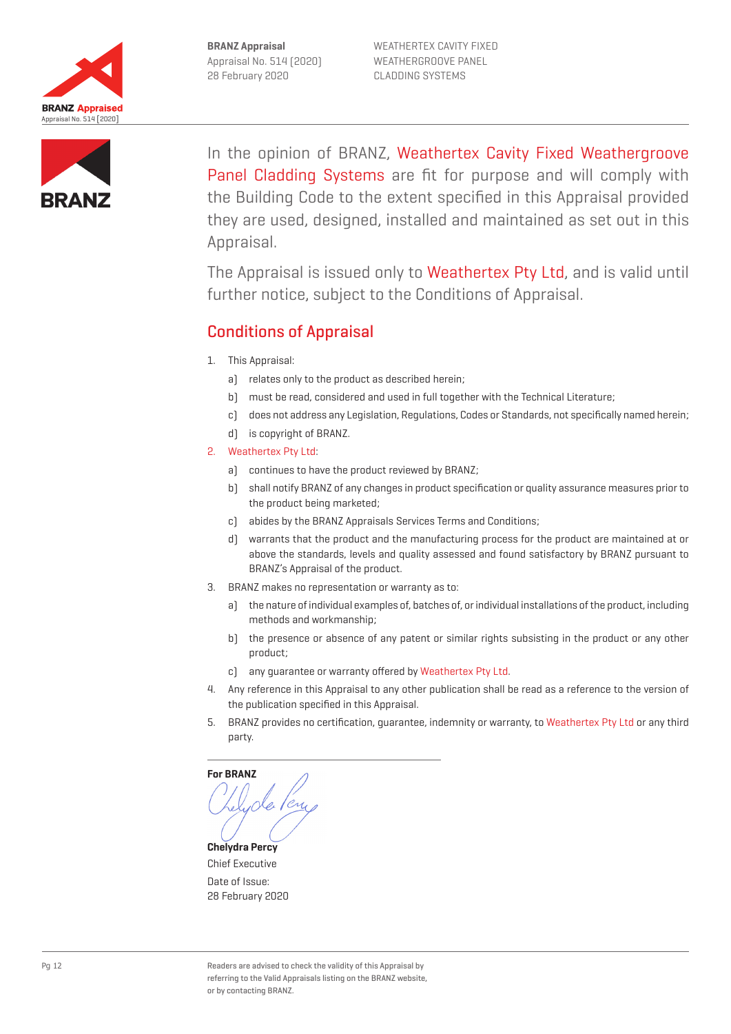In the opinion of BRANZ, Weathertex Cavity Fixed Weathergroove Panel Cladding Systems are fit for purpose and will comply with the Building Code to the extent specified in this Appraisal provided they are used, designed, installed and maintained as set out in this Appraisal.

The Appraisal is issued only to Weathertex Pty Ltd, and is valid until further notice, subject to the Conditions of Appraisal.

## Conditions of Appraisal

1. This Appraisal:
   a) relates only to the product as described herein;
   b) must be read, considered and used in full together with the Technical Literature;
   c) does not address any Legislation, Regulations, Codes or Standards, not specifically named herein;
   d) is copyright of BRANZ.
2. Weathertex Pty Ltd:
   a) continues to have the product reviewed by BRANZ;
   b) shall notify BRANZ of any changes in product specification or quality assurance measures prior to the product being marketed;
   c) abides by the BRANZ Appraisals Services Terms and Conditions;
   d) warrants that the product and the manufacturing process for the product are maintained at or above the standards, levels and quality assessed and found satisfactory by BRANZ pursuant to BRANZ's Appraisal of the product.
3. BRANZ makes no representation or warranty as to:
   a) the nature of individual examples of, batches of, or individual installations of the product, including methods and workmanship;
   b) the presence or absence of any patent or similar rights subsisting in the product or any other product;
   c) any guarantee or warranty offered by Weathertex Pty Ltd.
4. Any reference in this Appraisal to any other publication shall be read as a reference to the version of the publication specified in this Appraisal.
5. BRANZ provides no certification, guarantee, indemnity or warranty, to Weathertex Pty Ltd or any third party.

**For BRANZ**

**Chelydra Percy**
Chief Executive
Date of Issue:
28 February 2020

Readers are advised to check the validity of this Appraisal by referring to the Valid Appraisals listing on the BRANZ website, or by contacting BRANZ.